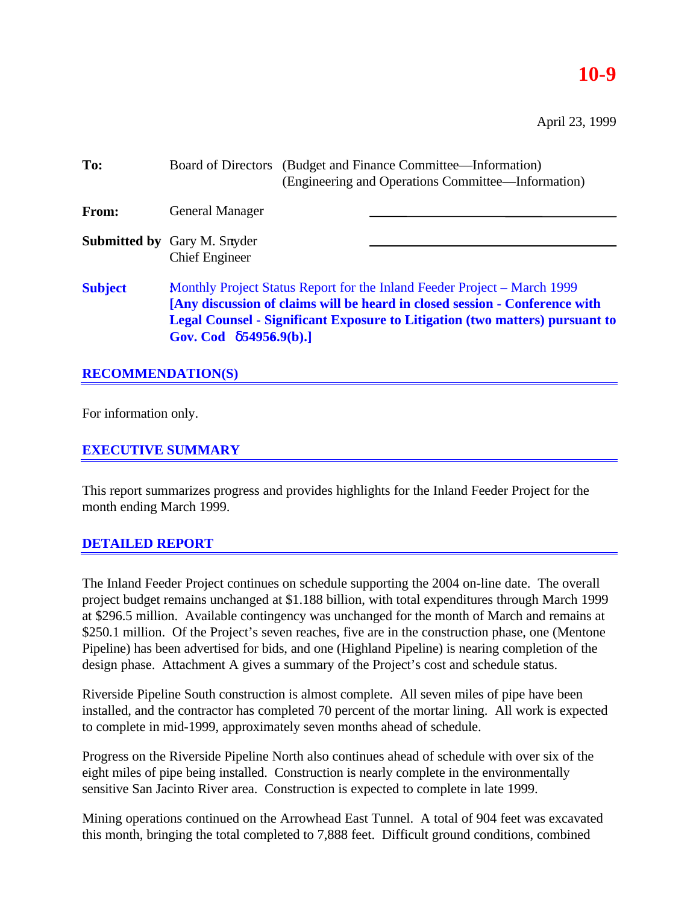# 10-9

April 23, 1999

| | | |
|---|---|---|
| **To:** | Board of Directors | (Budget and Finance Committee—Information)<br>(Engineering and Operations Committee—Information) |
| **From:** | General Manager | |
| **Submitted by** | Gary M. Snyder<br>Chief Engineer | |
| **Subject** | Monthly Project Status Report for the Inland Feeder Project – March 1999<br>**[Any discussion of claims will be heard in closed session - Conference with Legal Counsel - Significant Exposure to Litigation (two matters) pursuant to Gov. Cod §54956.9(b).]** | |

## RECOMMENDATION(S)

For information only.

## EXECUTIVE SUMMARY

This report summarizes progress and provides highlights for the Inland Feeder Project for the month ending March 1999.

## DETAILED REPORT

The Inland Feeder Project continues on schedule supporting the 2004 on-line date. The overall project budget remains unchanged at $1.188 billion, with total expenditures through March 1999 at $296.5 million. Available contingency was unchanged for the month of March and remains at $250.1 million. Of the Project's seven reaches, five are in the construction phase, one (Mentone Pipeline) has been advertised for bids, and one (Highland Pipeline) is nearing completion of the design phase. Attachment A gives a summary of the Project's cost and schedule status.

Riverside Pipeline South construction is almost complete. All seven miles of pipe have been installed, and the contractor has completed 70 percent of the mortar lining. All work is expected to complete in mid-1999, approximately seven months ahead of schedule.

Progress on the Riverside Pipeline North also continues ahead of schedule with over six of the eight miles of pipe being installed. Construction is nearly complete in the environmentally sensitive San Jacinto River area. Construction is expected to complete in late 1999.

Mining operations continued on the Arrowhead East Tunnel. A total of 904 feet was excavated this month, bringing the total completed to 7,888 feet. Difficult ground conditions, combined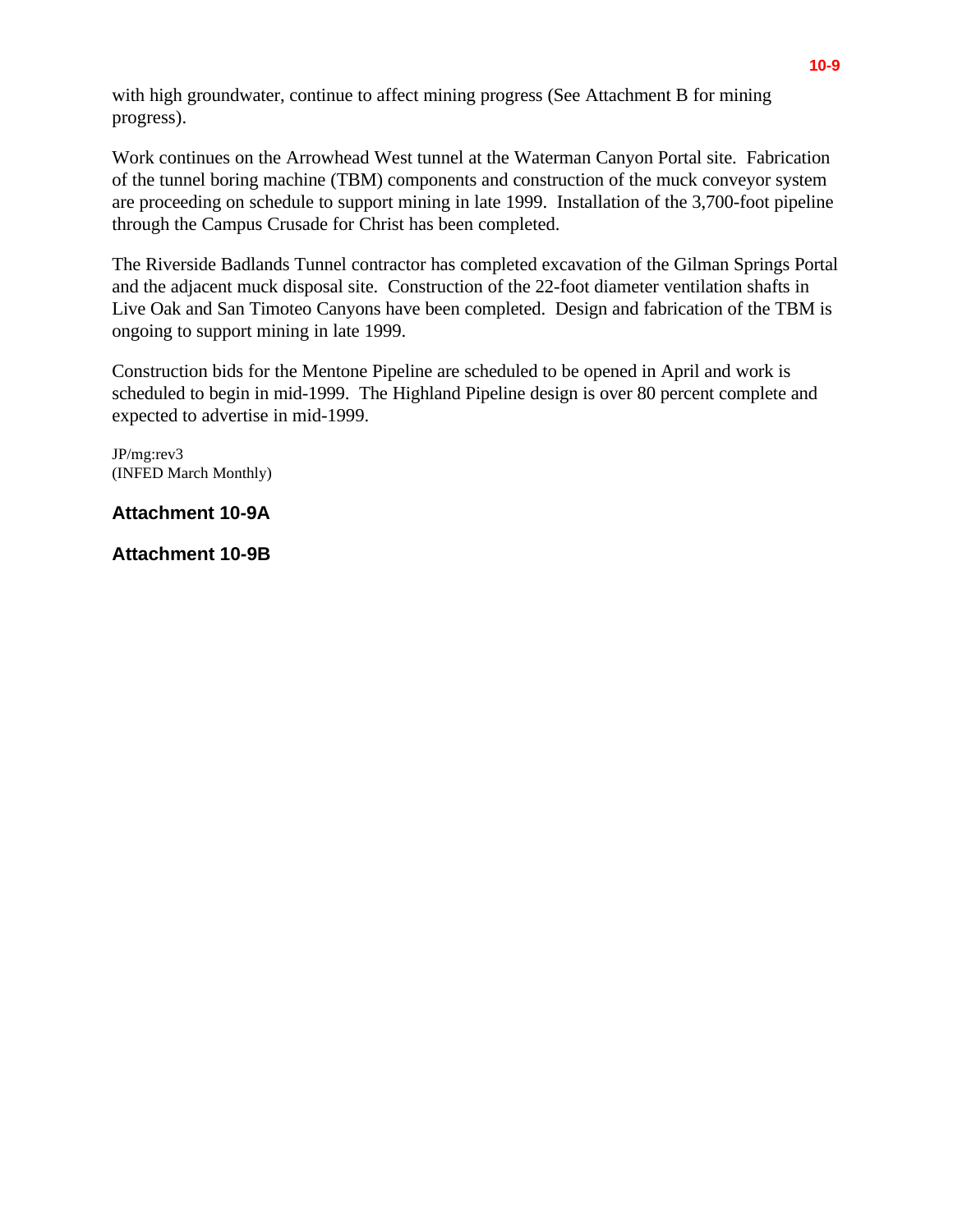with high groundwater, continue to affect mining progress (See Attachment B for mining progress).

Work continues on the Arrowhead West tunnel at the Waterman Canyon Portal site. Fabrication of the tunnel boring machine (TBM) components and construction of the muck conveyor system are proceeding on schedule to support mining in late 1999. Installation of the 3,700-foot pipeline through the Campus Crusade for Christ has been completed.

The Riverside Badlands Tunnel contractor has completed excavation of the Gilman Springs Portal and the adjacent muck disposal site. Construction of the 22-foot diameter ventilation shafts in Live Oak and San Timoteo Canyons have been completed. Design and fabrication of the TBM is ongoing to support mining in late 1999.

Construction bids for the Mentone Pipeline are scheduled to be opened in April and work is scheduled to begin in mid-1999. The Highland Pipeline design is over 80 percent complete and expected to advertise in mid-1999.

JP/mg:rev3
(INFED March Monthly)

**Attachment 10-9A**

**Attachment 10-9B**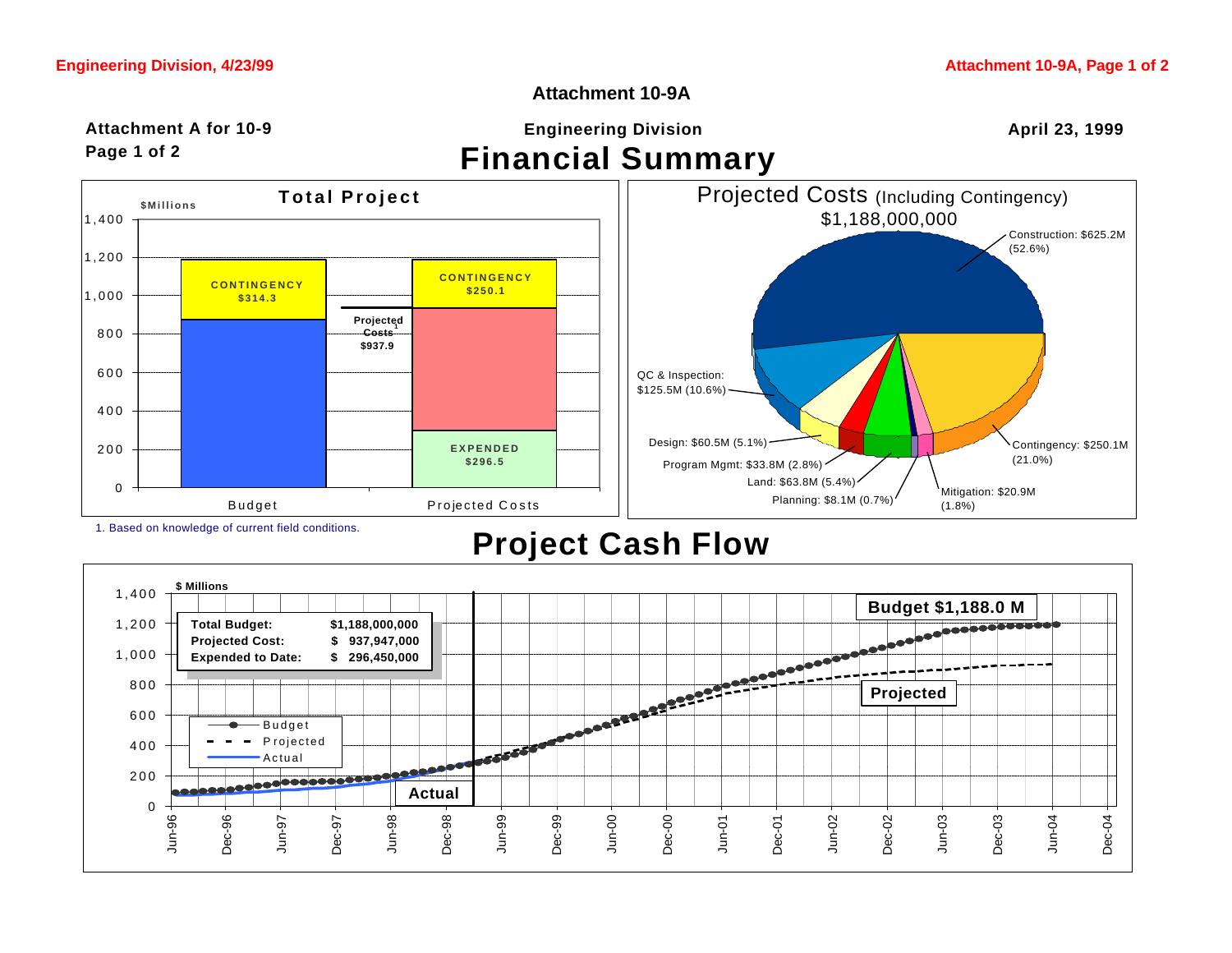# Attachment 10-9A

**Attachment A for 10-9**
**Page 1 of 2**

**Engineering Division** — **April 23, 1999**

# Financial Summary

## Total Project

$Millions

| | Budget | Projected Costs |
|---|---|---|
| Contingency | $314.3 | $250.1 |
| Projected Costs[1] | | $937.9 |
| Expended | | $296.5 |

1. Based on knowledge of current field conditions.

## Projected Costs (Including Contingency)

$1,188,000,000

| Category | Amount | Percent |
|---|---|---|
| Construction | $625.2M | 52.6% |
| Contingency | $250.1M | 21.0% |
| Mitigation | $20.9M | 1.8% |
| Planning | $8.1M | 0.7% |
| Land | $63.8M | 5.4% |
| Program Mgmt | $33.8M | 2.8% |
| Design | $60.5M | 5.1% |
| QC & Inspection | $125.5M | 10.6% |

# Project Cash Flow

$ Millions

| | |
|---|---|
| **Total Budget:** | **$1,188,000,000** |
| **Projected Cost:** | **$ 937,947,000** |
| **Expended to Date:** | **$ 296,450,000** |

Legend: Budget; Projected; Actual

**Budget $1,188.0 M**

**Projected**

**Actual**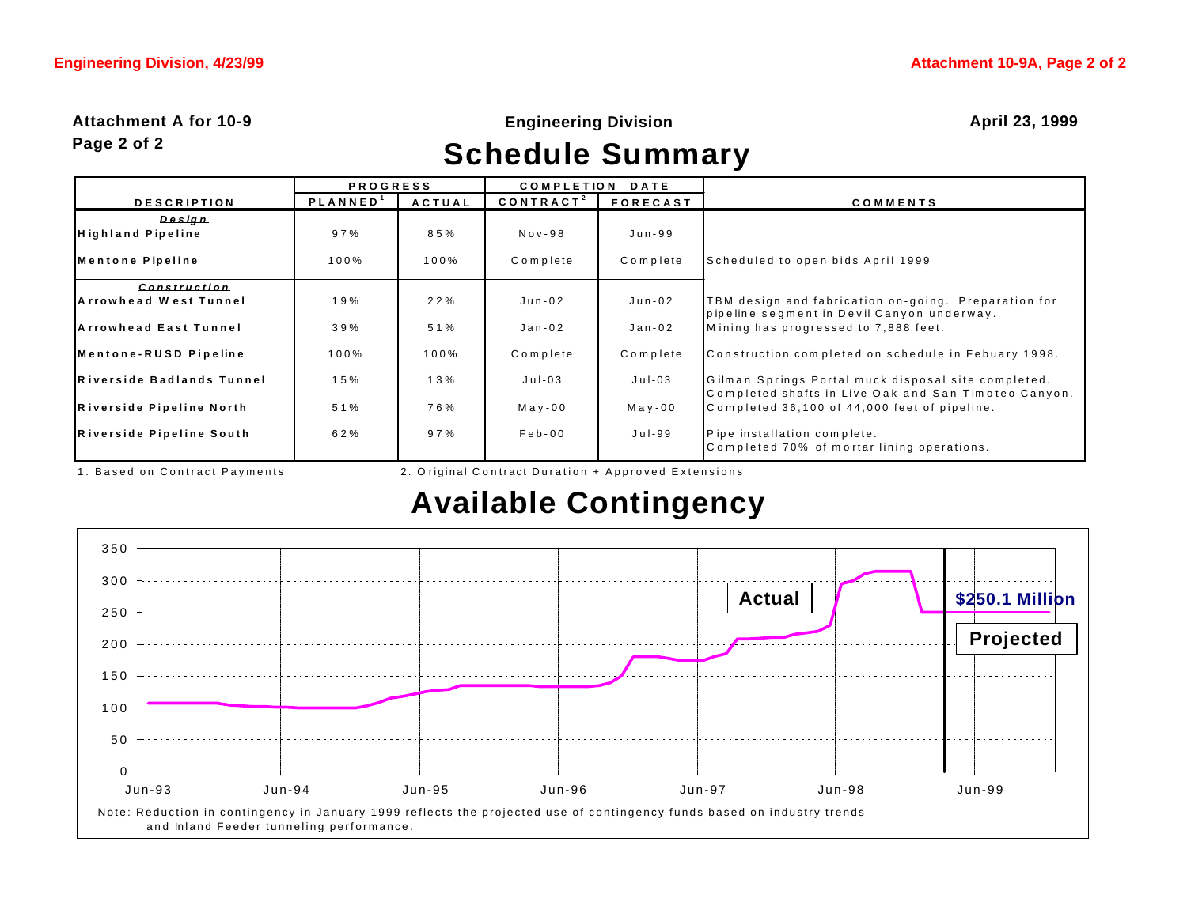Attachment A for 10-9
Page 2 of 2

Engineering Division

April 23, 1999

# Schedule Summary

| DESCRIPTION | PROGRESS | | COMPLETION DATE | | COMMENTS |
|---|---|---|---|---|---|
| | PLANNED[1] | ACTUAL | CONTRACT[2] | FORECAST | |
| ***Design*** | | | | | |
| **Highland Pipeline** | 97% | 85% | Nov-98 | Jun-99 | |
| **Mentone Pipeline** | 100% | 100% | Complete | Complete | Scheduled to open bids April 1999 |
| ***Construction*** | | | | | |
| **Arrowhead West Tunnel** | 19% | 22% | Jun-02 | Jun-02 | TBM design and fabrication on-going. Preparation for pipeline segment in Devil Canyon underway. |
| **Arrowhead East Tunnel** | 39% | 51% | Jan-02 | Jan-02 | Mining has progressed to 7,888 feet. |
| **Mentone-RUSD Pipeline** | 100% | 100% | Complete | Complete | Construction completed on schedule in Febuary 1998. |
| **Riverside Badlands Tunnel** | 15% | 13% | Jul-03 | Jul-03 | Gilman Springs Portal muck disposal site completed. Completed shafts in Live Oak and San Timoteo Canyon. |
| **Riverside Pipeline North** | 51% | 76% | May-00 | May-00 | Completed 36,100 of 44,000 feet of pipeline. |
| **Riverside Pipeline South** | 62% | 97% | Feb-00 | Jul-99 | Pipe installation complete. Completed 70% of mortar lining operations. |

1. Based on Contract Payments

2. Original Contract Duration + Approved Extensions

# Available Contingency

Actual — $250.1 Million — Projected

(Chart: y-axis 0–350; x-axis Jun-93 to Jun-99)

Note: Reduction in contingency in January 1999 reflects the projected use of contingency funds based on industry trends and Inland Feeder tunneling performance.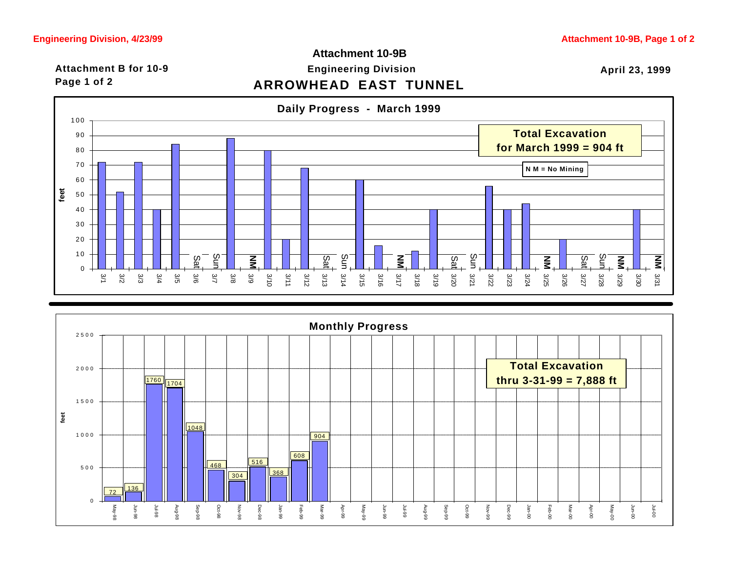# Attachment 10-9B

**Attachment B for 10-9**
**Page 1 of 2**

**Engineering Division**

## ARROWHEAD EAST TUNNEL

**April 23, 1999**

### Daily Progress - March 1999

**Total Excavation for March 1999 = 904 ft**

N M = No Mining

| Date | feet |
|---|---|
| 3/1 | 72 |
| 3/2 | 52 |
| 3/3 | 72 |
| 3/4 | 40 |
| 3/5 | 84 |
| 3/6 | Sat |
| 3/7 | Sun |
| 3/8 | 88 |
| 3/9 | NM |
| 3/10 | 80 |
| 3/11 | 20 |
| 3/12 | 68 |
| 3/13 | Sat |
| 3/14 | Sun |
| 3/15 | 60 |
| 3/16 | 16 |
| 3/17 | NM |
| 3/18 | 12 |
| 3/19 | 40 |
| 3/20 | Sat |
| 3/21 | Sun |
| 3/22 | 56 |
| 3/23 | 40 |
| 3/24 | 44 |
| 3/25 | NM |
| 3/26 | 20 |
| 3/27 | Sat |
| 3/28 | Sun |
| 3/29 | NM |
| 3/30 | 40 |
| 3/31 | NM |

### Monthly Progress

**Total Excavation thru 3-31-99 = 7,888 ft**

| Month | feet |
|---|---|
| May-98 | 72 |
| Jun-98 | 136 |
| Jul-98 | 1760 |
| Aug-98 | 1704 |
| Sep-98 | 1048 |
| Oct-98 | 468 |
| Nov-98 | 304 |
| Dec-98 | 516 |
| Jan-99 | 368 |
| Feb-99 | 608 |
| Mar-99 | 904 |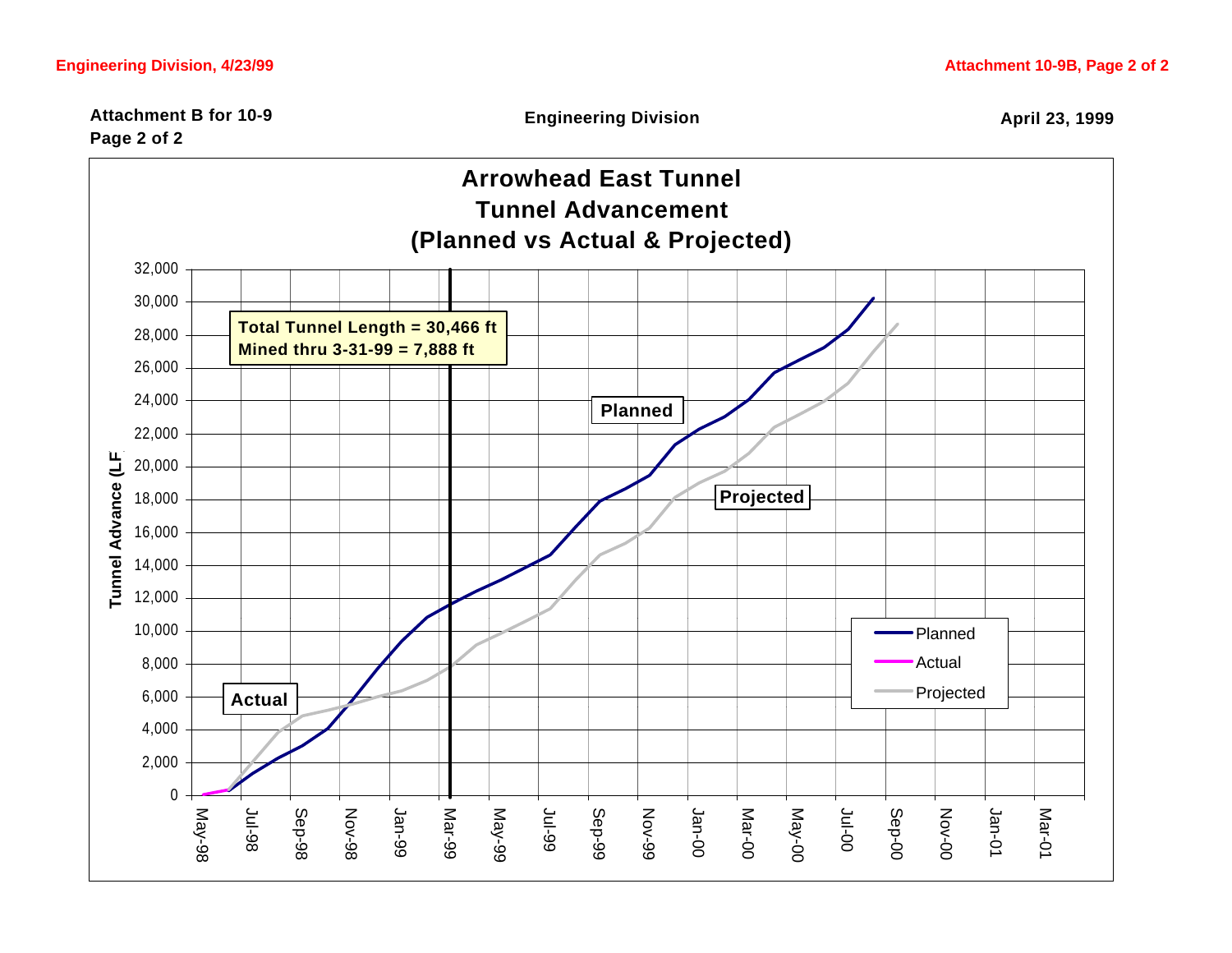Attachment B for 10-9
Page 2 of 2

Engineering Division

April 23, 1999

# Arrowhead East Tunnel
## Tunnel Advancement
## (Planned vs Actual & Projected)

Total Tunnel Length = 30,466 ft
Mined thru 3-31-99 = 7,888 ft

Planned

Projected

Actual

Legend: Planned, Actual, Projected

Tunnel Advance (LF

32,000
30,000
28,000
26,000
24,000
22,000
20,000
18,000
16,000
14,000
12,000
10,000
8,000
6,000
4,000
2,000
0

May-98, Jul-98, Sep-98, Nov-98, Jan-99, Mar-99, May-99, Jul-99, Sep-99, Nov-99, Jan-00, Mar-00, May-00, Jul-00, Sep-00, Nov-00, Jan-01, Mar-01